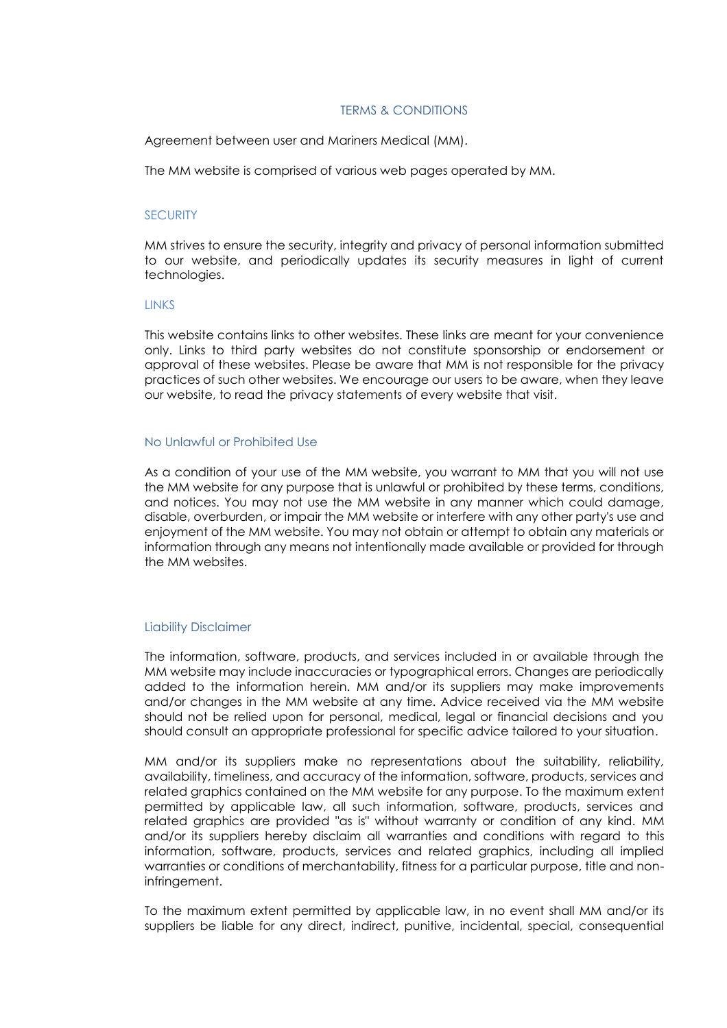# TERMS & CONDITIONS

Agreement between user and Mariners Medical (MM).

The MM website is comprised of various web pages operated by MM.

## SECURITY

MM strives to ensure the security, integrity and privacy of personal information submitted to our website, and periodically updates its security measures in light of current technologies.

## LINKS

This website contains links to other websites. These links are meant for your convenience only. Links to third party websites do not constitute sponsorship or endorsement or approval of these websites. Please be aware that MM is not responsible for the privacy practices of such other websites. We encourage our users to be aware, when they leave our website, to read the privacy statements of every website that visit.

## No Unlawful or Prohibited Use

As a condition of your use of the MM website, you warrant to MM that you will not use the MM website for any purpose that is unlawful or prohibited by these terms, conditions, and notices. You may not use the MM website in any manner which could damage, disable, overburden, or impair the MM website or interfere with any other party's use and enjoyment of the MM website. You may not obtain or attempt to obtain any materials or information through any means not intentionally made available or provided for through the MM websites.

## Liability Disclaimer

The information, software, products, and services included in or available through the MM website may include inaccuracies or typographical errors. Changes are periodically added to the information herein. MM and/or its suppliers may make improvements and/or changes in the MM website at any time. Advice received via the MM website should not be relied upon for personal, medical, legal or financial decisions and you should consult an appropriate professional for specific advice tailored to your situation.

MM and/or its suppliers make no representations about the suitability, reliability, availability, timeliness, and accuracy of the information, software, products, services and related graphics contained on the MM website for any purpose. To the maximum extent permitted by applicable law, all such information, software, products, services and related graphics are provided "as is" without warranty or condition of any kind. MM and/or its suppliers hereby disclaim all warranties and conditions with regard to this information, software, products, services and related graphics, including all implied warranties or conditions of merchantability, fitness for a particular purpose, title and non-infringement.

To the maximum extent permitted by applicable law, in no event shall MM and/or its suppliers be liable for any direct, indirect, punitive, incidental, special, consequential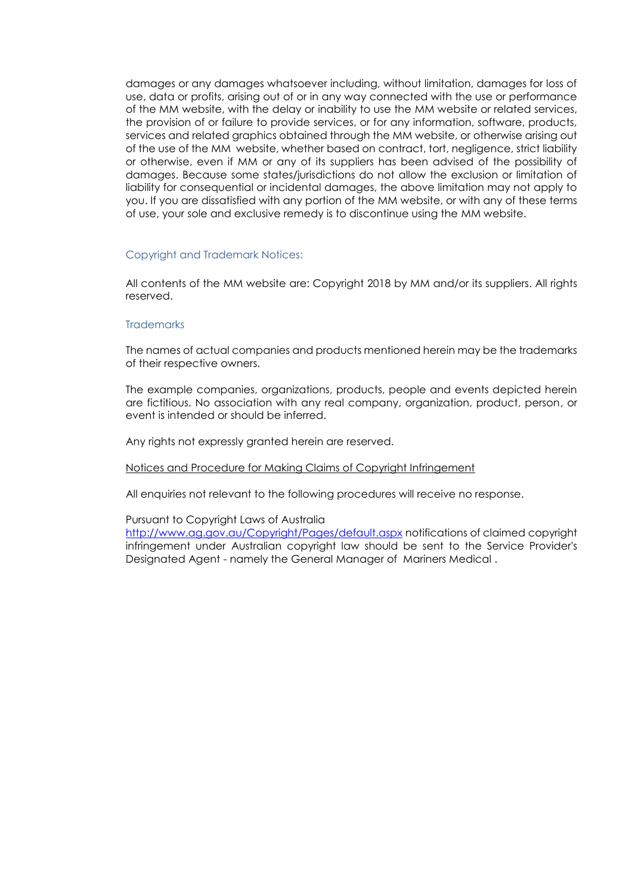damages or any damages whatsoever including, without limitation, damages for loss of use, data or profits, arising out of or in any way connected with the use or performance of the MM website, with the delay or inability to use the MM website or related services, the provision of or failure to provide services, or for any information, software, products, services and related graphics obtained through the MM website, or otherwise arising out of the use of the MM website, whether based on contract, tort, negligence, strict liability or otherwise, even if MM or any of its suppliers has been advised of the possibility of damages. Because some states/jurisdictions do not allow the exclusion or limitation of liability for consequential or incidental damages, the above limitation may not apply to you. If you are dissatisfied with any portion of the MM website, or with any of these terms of use, your sole and exclusive remedy is to discontinue using the MM website.

## Copyright and Trademark Notices:

All contents of the MM website are: Copyright 2018 by MM and/or its suppliers. All rights reserved.

### Trademarks

The names of actual companies and products mentioned herein may be the trademarks of their respective owners.

The example companies, organizations, products, people and events depicted herein are fictitious. No association with any real company, organization, product, person, or event is intended or should be inferred.

Any rights not expressly granted herein are reserved.

Notices and Procedure for Making Claims of Copyright Infringement

All enquiries not relevant to the following procedures will receive no response.

Pursuant to Copyright Laws of Australia
[http://www.ag.gov.au/Copyright/Pages/default.aspx](http://www.ag.gov.au/Copyright/Pages/default.aspx) notifications of claimed copyright infringement under Australian copyright law should be sent to the Service Provider's Designated Agent - namely the General Manager of Mariners Medical .